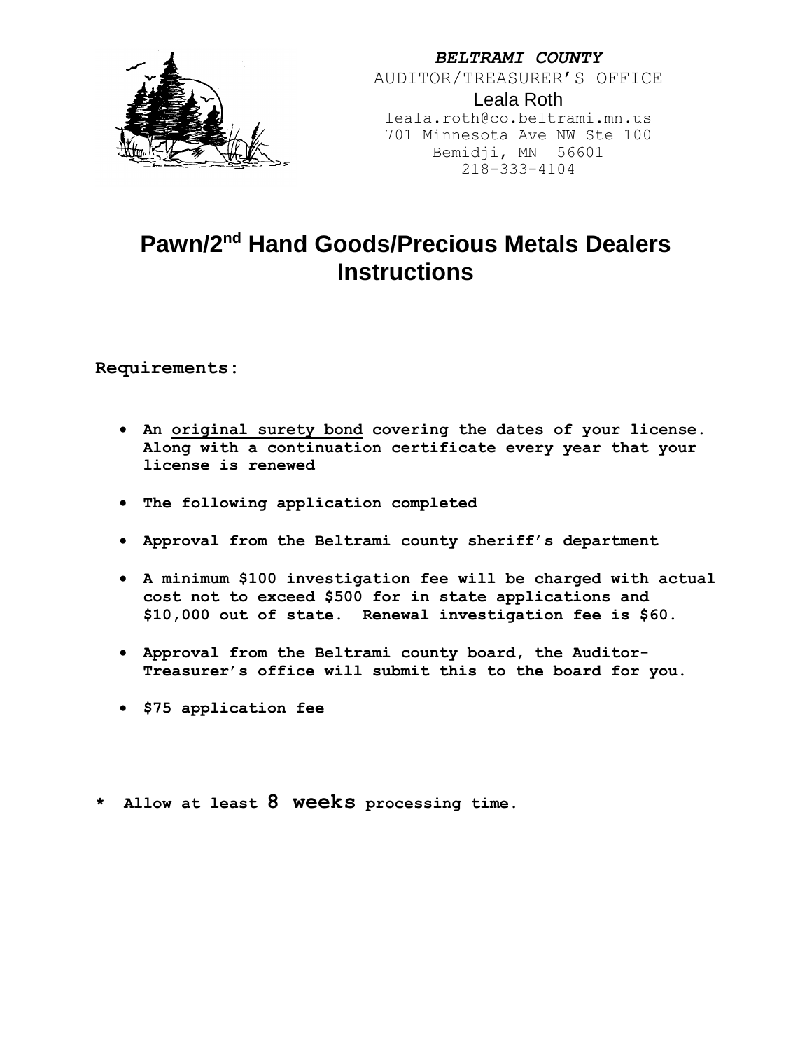***BELTRAMI COUNTY***
AUDITOR/TREASURER'S OFFICE
Leala Roth
leala.roth@co.beltrami.mn.us
701 Minnesota Ave NW Ste 100
Bemidji, MN 56601
218-333-4104

# Pawn/2nd Hand Goods/Precious Metals Dealers Instructions

**Requirements:**

- **An original surety bond covering the dates of your license. Along with a continuation certificate every year that your license is renewed**
- **The following application completed**
- **Approval from the Beltrami county sheriff's department**
- **A minimum $100 investigation fee will be charged with actual cost not to exceed $500 for in state applications and $10,000 out of state. Renewal investigation fee is $60.**
- **Approval from the Beltrami county board, the Auditor-Treasurer's office will submit this to the board for you.**
- **$75 application fee**

**\* Allow at least 8 weeks processing time.**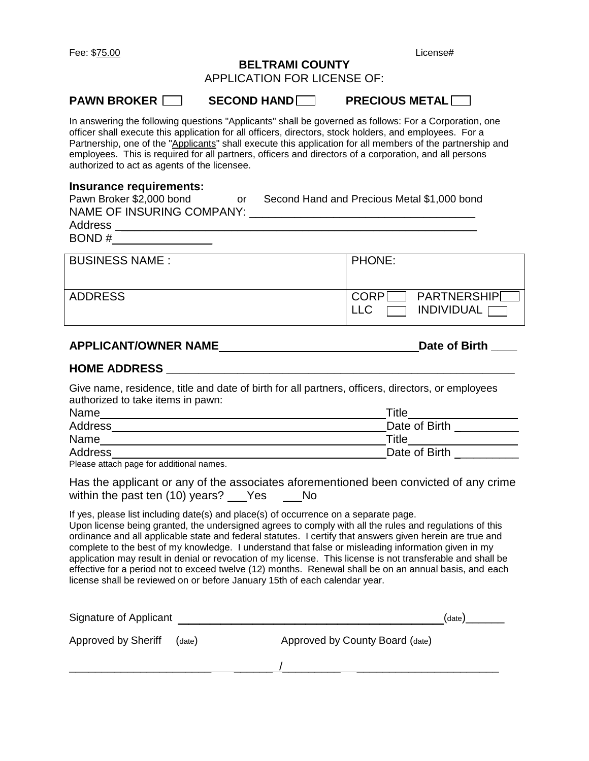Fee: $75.00 License#

# BELTRAMI COUNTY

APPLICATION FOR LICENSE OF:

**PAWN BROKER** ☐ **SECOND HAND** ☐ **PRECIOUS METAL** ☐

In answering the following questions "Applicants" shall be governed as follows: For a Corporation, one officer shall execute this application for all officers, directors, stock holders, and employees. For a Partnership, one of the "Applicants" shall execute this application for all members of the partnership and employees. This is required for all partners, officers and directors of a corporation, and all persons authorized to act as agents of the licensee.

**Insurance requirements:**

Pawn Broker $2,000 bond or Second Hand and Precious Metal $1,000 bond

NAME OF INSURING COMPANY: ___________________________________

Address ___________________________________________________________

BOND # _______________

| BUSINESS NAME : | PHONE: |
|---|---|
| ADDRESS | CORP ☐ PARTNERSHIP ☐ LLC ☐ INDIVIDUAL ☐ |

**APPLICANT/OWNER NAME** _______________________________ **Date of Birth** ____

**HOME ADDRESS** _________________________________________________________

Give name, residence, title and date of birth for all partners, officers, directors, or employees authorized to take items in pawn:

Name ____________________________________________ Title ________________

Address __________________________________________ Date of Birth _________

Name ____________________________________________ Title ________________

Address __________________________________________ Date of Birth _________

Please attach page for additional names.

Has the applicant or any of the associates aforementioned been convicted of any crime within the past ten (10) years? ___Yes ___No

If yes, please list including date(s) and place(s) of occurrence on a separate page.
Upon license being granted, the undersigned agrees to comply with all the rules and regulations of this ordinance and all applicable state and federal statutes. I certify that answers given herein are true and complete to the best of my knowledge. I understand that false or misleading information given in my application may result in denial or revocation of my license. This license is not transferable and shall be effective for a period not to exceed twelve (12) months. Renewal shall be on an annual basis, and each license shall be reviewed on or before January 15th of each calendar year.

Signature of Applicant ________________________________________ (date)______

Approved by Sheriff (date) Approved by County Board (date)

______________________ ________/__________ ______________________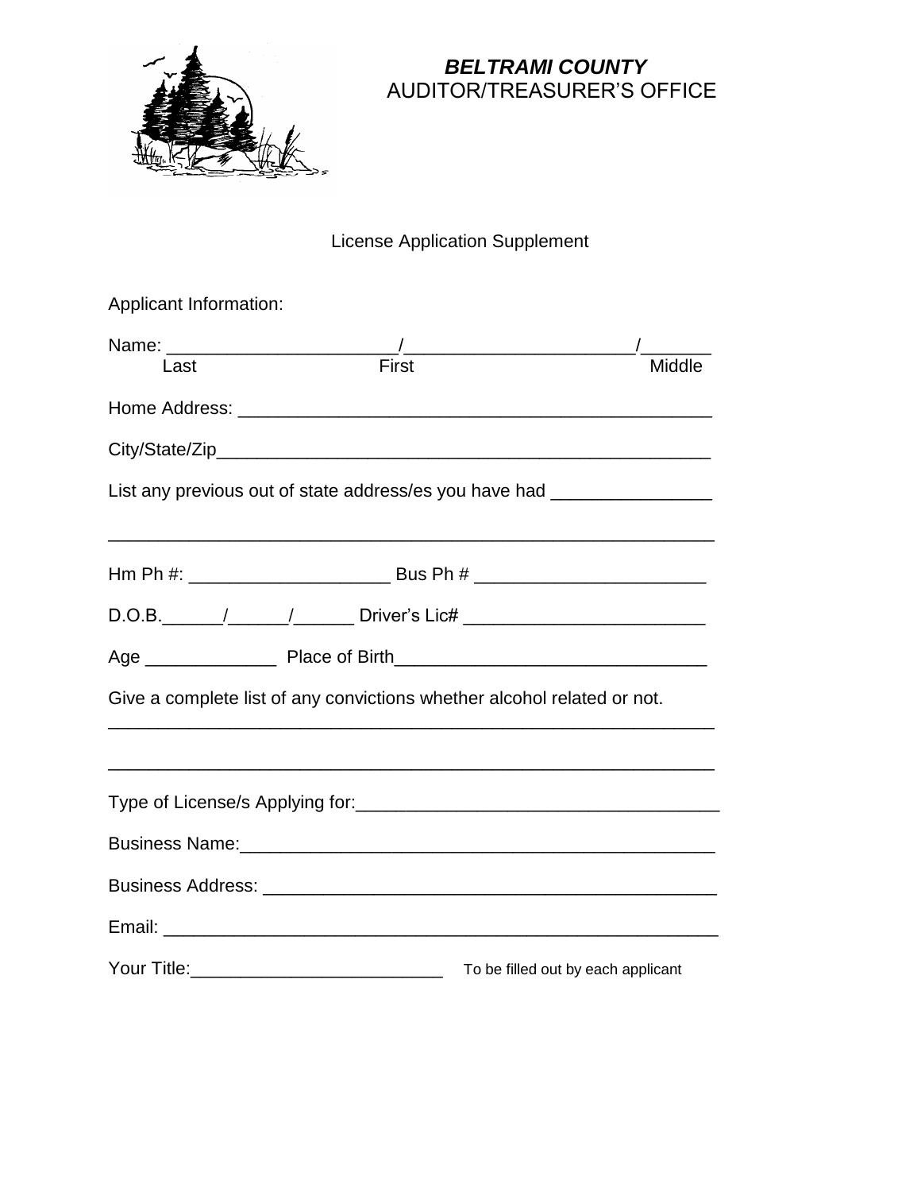**_BELTRAMI COUNTY_**
AUDITOR/TREASURER'S OFFICE

License Application Supplement

Applicant Information:

Name: _______________________/_______________________/_______
Last First Middle

Home Address: _________________________________________________

City/State/Zip__________________________________________________

List any previous out of state address/es you have had ________________

_______________________________________________________________

Hm Ph #: ____________________ Bus Ph # _______________________

D.O.B.______/______/______ Driver's Lic# ________________________

Age _____________ Place of Birth_______________________________

Give a complete list of any convictions whether alcohol related or not.

_______________________________________________________________

_______________________________________________________________

Type of License/s Applying for:___________________________________

Business Name:_________________________________________________

Business Address: ______________________________________________

Email: _________________________________________________________

Your Title:_________________________ To be filled out by each applicant